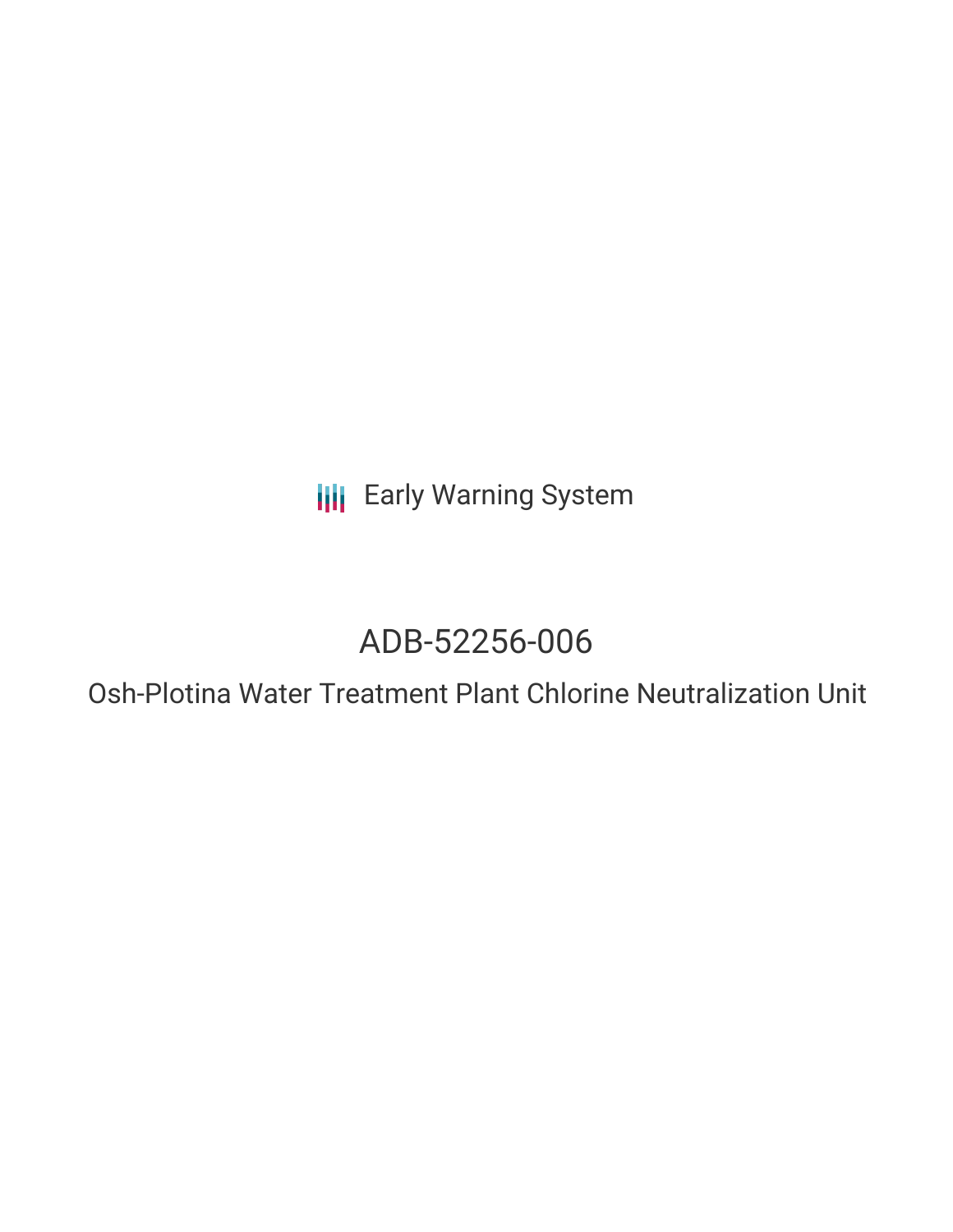Early Warning System

# ADB-52256-006

## Osh-Plotina Water Treatment Plant Chlorine Neutralization Unit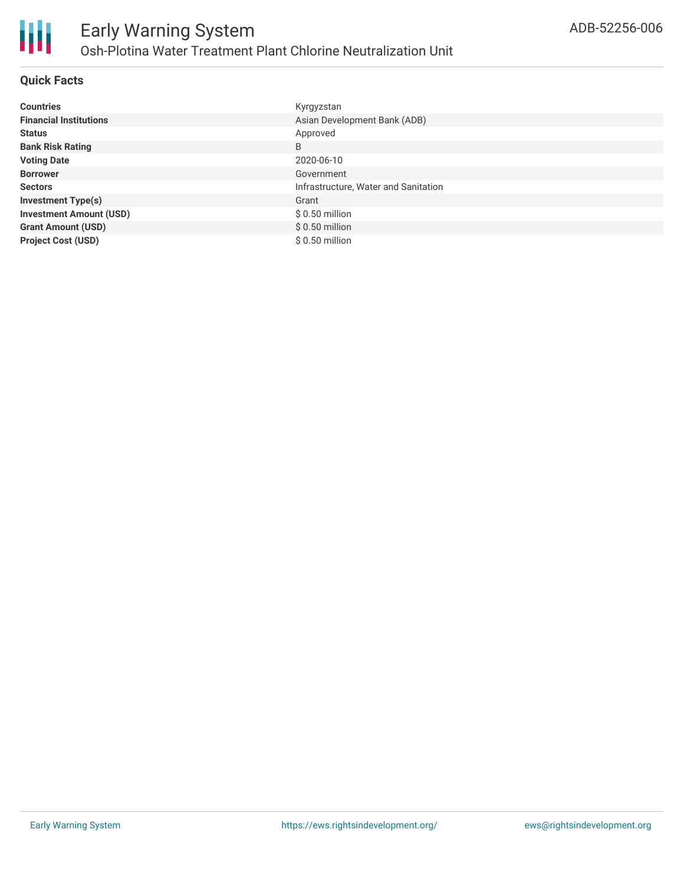# Early Warning System

## Osh-Plotina Water Treatment Plant Chlorine Neutralization Unit

ADB-52256-006

### Quick Facts

| | |
|---|---|
| **Countries** | Kyrgyzstan |
| **Financial Institutions** | Asian Development Bank (ADB) |
| **Status** | Approved |
| **Bank Risk Rating** | B |
| **Voting Date** | 2020-06-10 |
| **Borrower** | Government |
| **Sectors** | Infrastructure, Water and Sanitation |
| **Investment Type(s)** | Grant |
| **Investment Amount (USD)** | $ 0.50 million |
| **Grant Amount (USD)** | $ 0.50 million |
| **Project Cost (USD)** | $ 0.50 million |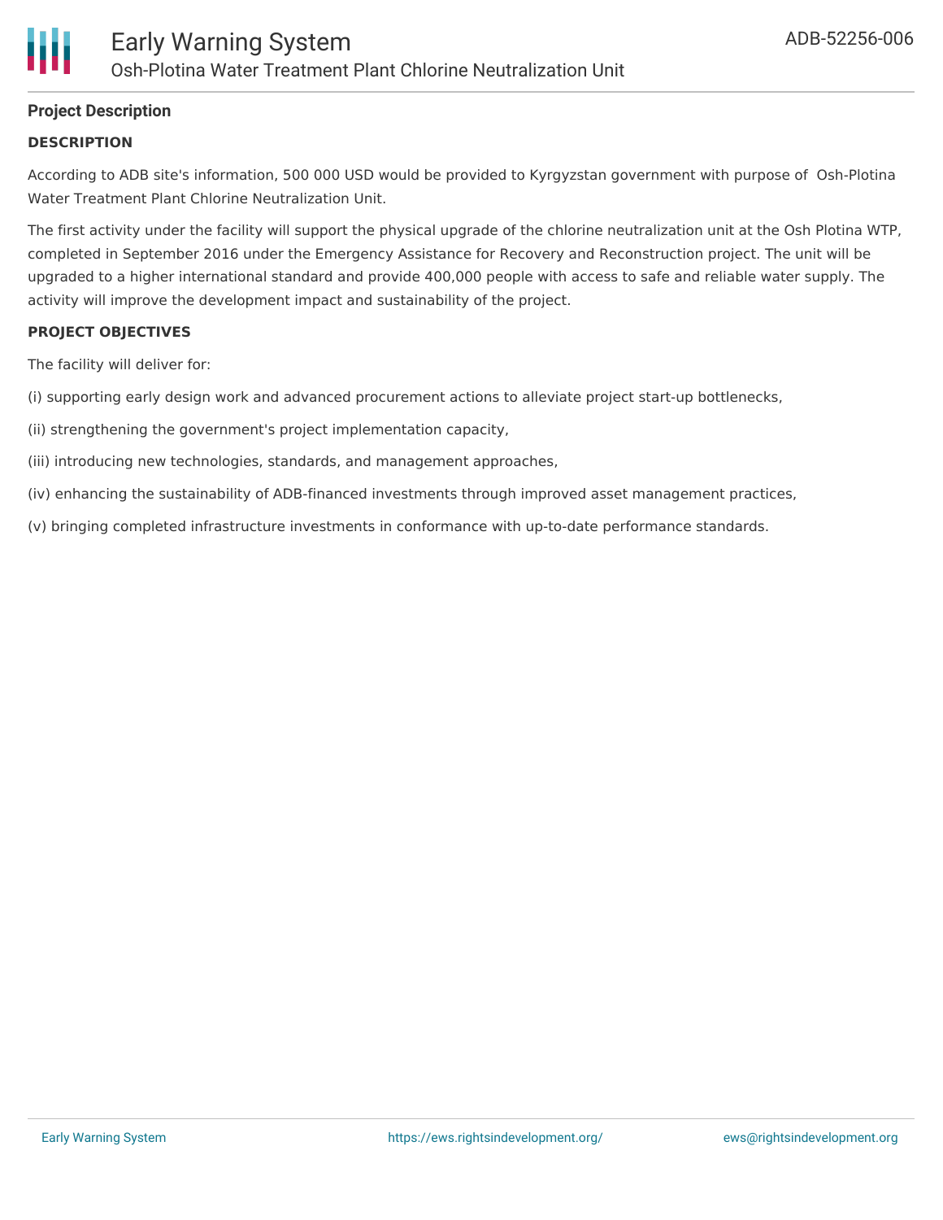## Project Description

### DESCRIPTION

According to ADB site's information, 500 000 USD would be provided to Kyrgyzstan government with purpose of  Osh-Plotina Water Treatment Plant Chlorine Neutralization Unit.

The first activity under the facility will support the physical upgrade of the chlorine neutralization unit at the Osh Plotina WTP, completed in September 2016 under the Emergency Assistance for Recovery and Reconstruction project. The unit will be upgraded to a higher international standard and provide 400,000 people with access to safe and reliable water supply. The activity will improve the development impact and sustainability of the project.

### PROJECT OBJECTIVES

The facility will deliver for:

(i) supporting early design work and advanced procurement actions to alleviate project start-up bottlenecks,

(ii) strengthening the government's project implementation capacity,

(iii) introducing new technologies, standards, and management approaches,

(iv) enhancing the sustainability of ADB-financed investments through improved asset management practices,

(v) bringing completed infrastructure investments in conformance with up-to-date performance standards.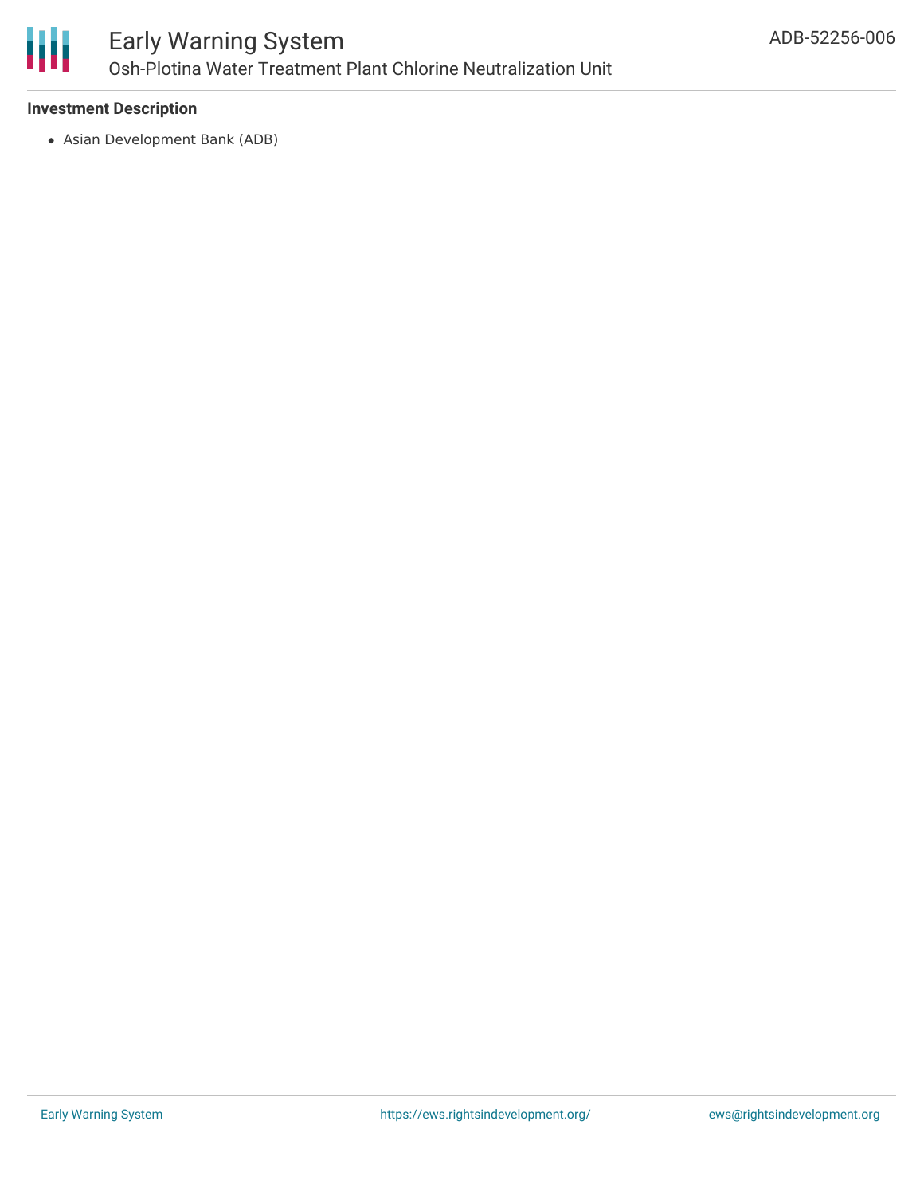**Investment Description**

- Asian Development Bank (ADB)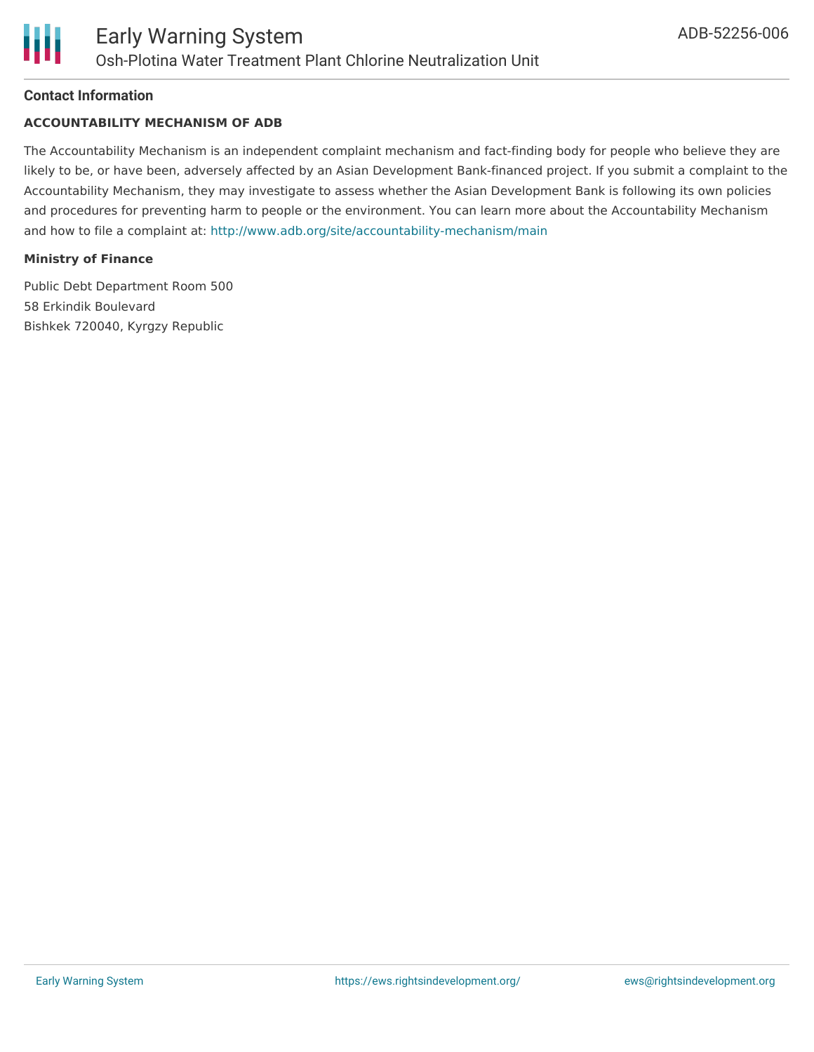## Contact Information

**ACCOUNTABILITY MECHANISM OF ADB**

The Accountability Mechanism is an independent complaint mechanism and fact-finding body for people who believe they are likely to be, or have been, adversely affected by an Asian Development Bank-financed project. If you submit a complaint to the Accountability Mechanism, they may investigate to assess whether the Asian Development Bank is following its own policies and procedures for preventing harm to people or the environment. You can learn more about the Accountability Mechanism and how to file a complaint at: http://www.adb.org/site/accountability-mechanism/main

**Ministry of Finance**

Public Debt Department Room 500
58 Erkindik Boulevard
Bishkek 720040, Kyrgzy Republic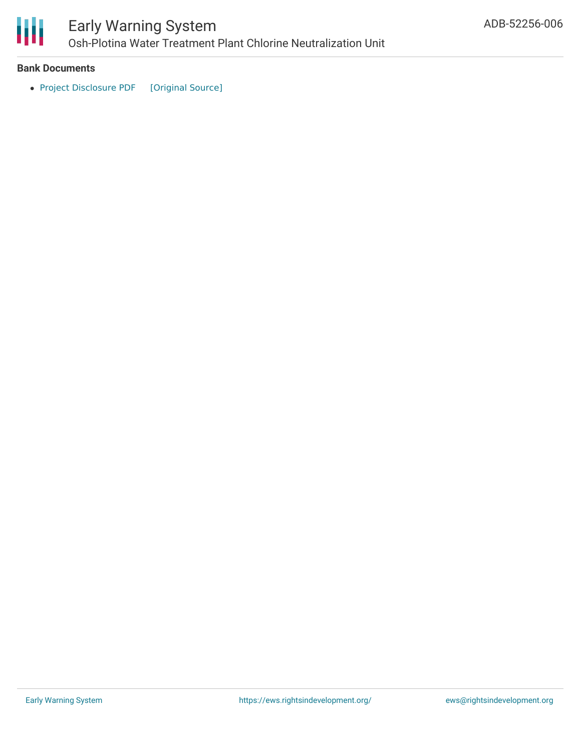**Bank Documents**

- Project Disclosure PDF [Original Source]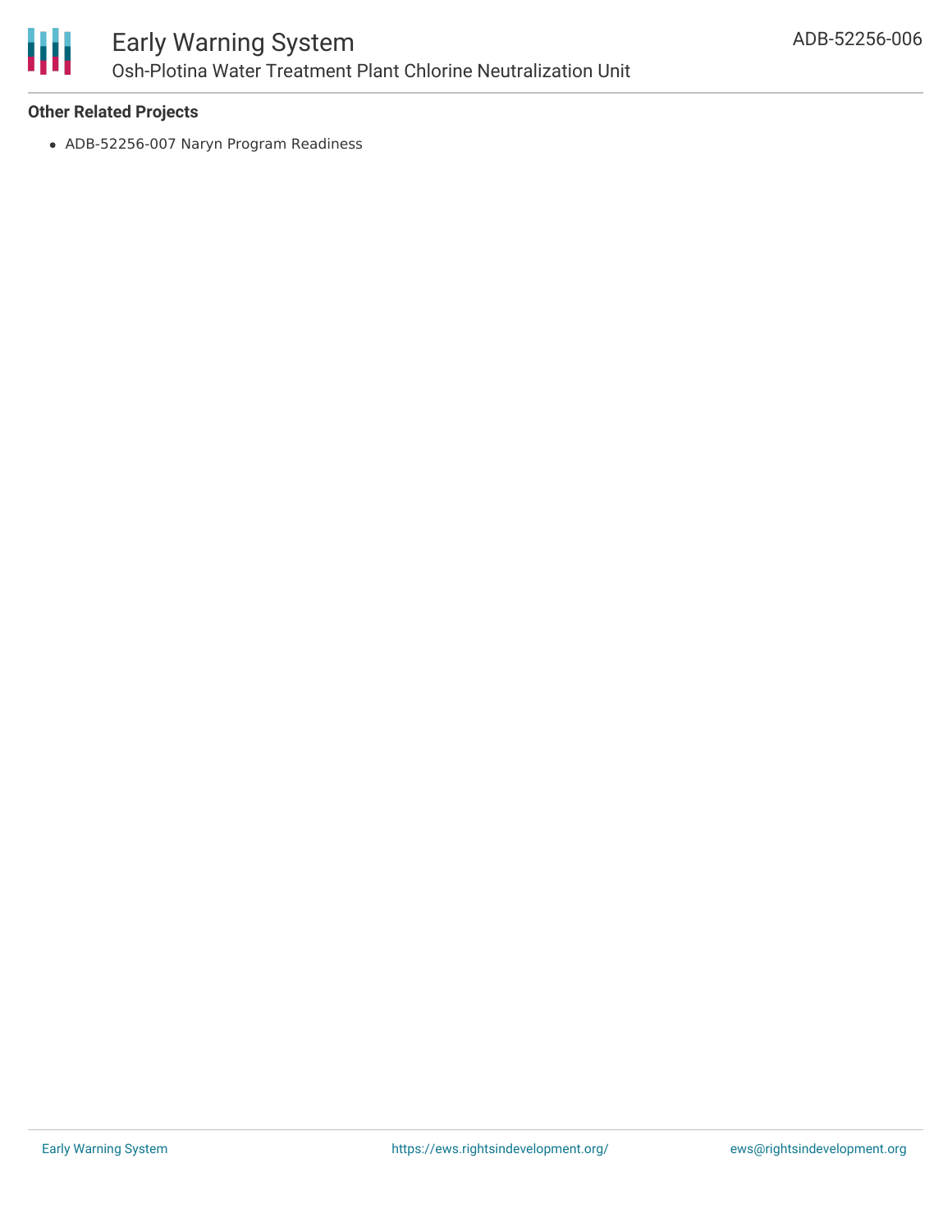**Other Related Projects**

- ADB-52256-007 Naryn Program Readiness